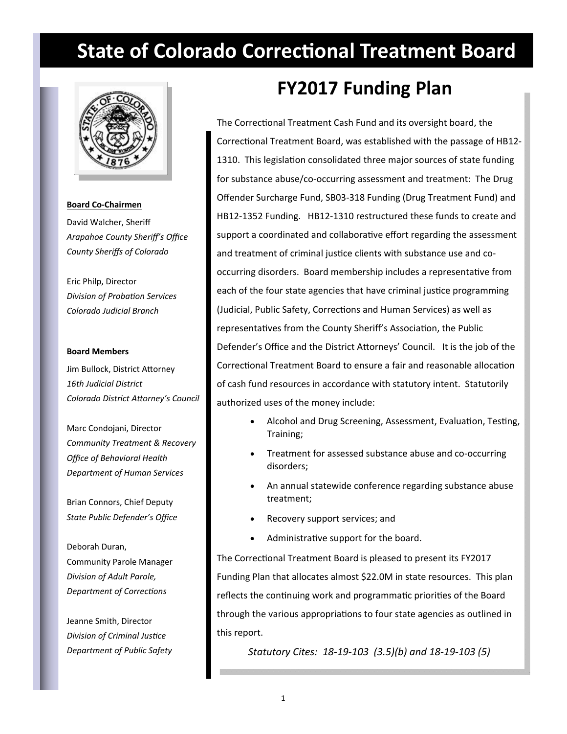# State of Colorado Correctional Treatment Board

**Board Co-Chairmen**

David Walcher, Sheriff
*Arapahoe County Sheriff's Office*
*County Sheriffs of Colorado*

Eric Philp, Director
*Division of Probation Services*
*Colorado Judicial Branch*

**Board Members**

Jim Bullock, District Attorney
*16th Judicial District*
*Colorado District Attorney's Council*

Marc Condojani, Director
*Community Treatment & Recovery*
*Office of Behavioral Health*
*Department of Human Services*

Brian Connors, Chief Deputy
*State Public Defender's Office*

Deborah Duran,
Community Parole Manager
*Division of Adult Parole,*
*Department of Corrections*

Jeanne Smith, Director
*Division of Criminal Justice*
*Department of Public Safety*

## FY2017 Funding Plan

The Correctional Treatment Cash Fund and its oversight board, the Correctional Treatment Board, was established with the passage of HB12-1310. This legislation consolidated three major sources of state funding for substance abuse/co-occurring assessment and treatment: The Drug Offender Surcharge Fund, SB03-318 Funding (Drug Treatment Fund) and HB12-1352 Funding. HB12-1310 restructured these funds to create and support a coordinated and collaborative effort regarding the assessment and treatment of criminal justice clients with substance use and co-occurring disorders. Board membership includes a representative from each of the four state agencies that have criminal justice programming (Judicial, Public Safety, Corrections and Human Services) as well as representatives from the County Sheriff's Association, the Public Defender's Office and the District Attorneys' Council. It is the job of the Correctional Treatment Board to ensure a fair and reasonable allocation of cash fund resources in accordance with statutory intent. Statutorily authorized uses of the money include:

- Alcohol and Drug Screening, Assessment, Evaluation, Testing, Training;
- Treatment for assessed substance abuse and co-occurring disorders;
- An annual statewide conference regarding substance abuse treatment;
- Recovery support services; and
- Administrative support for the board.

The Correctional Treatment Board is pleased to present its FY2017 Funding Plan that allocates almost $22.0M in state resources. This plan reflects the continuing work and programmatic priorities of the Board through the various appropriations to four state agencies as outlined in this report.

*Statutory Cites: 18-19-103 (3.5)(b) and 18-19-103 (5)*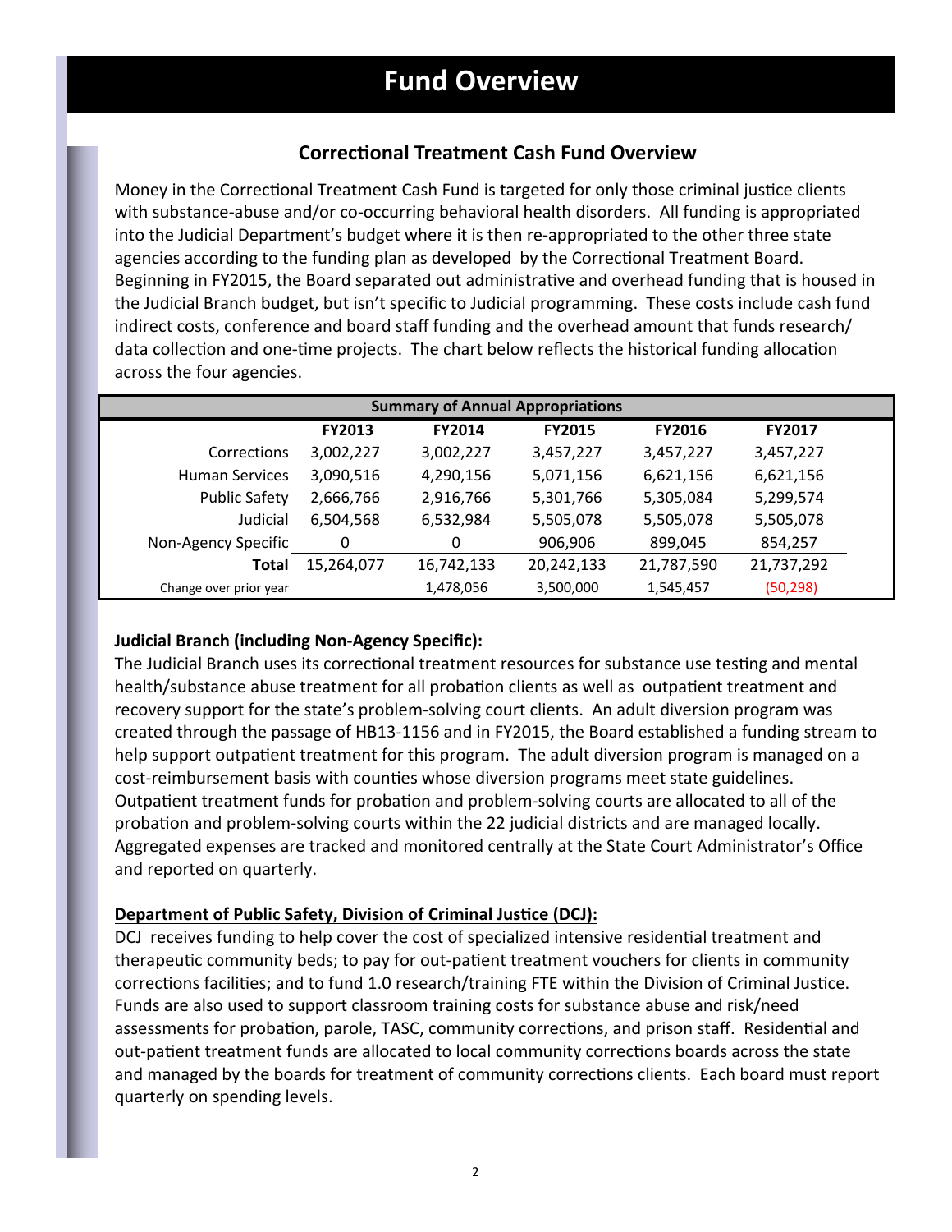# Fund Overview

## Correctional Treatment Cash Fund Overview

Money in the Correctional Treatment Cash Fund is targeted for only those criminal justice clients with substance-abuse and/or co-occurring behavioral health disorders. All funding is appropriated into the Judicial Department's budget where it is then re-appropriated to the other three state agencies according to the funding plan as developed by the Correctional Treatment Board. Beginning in FY2015, the Board separated out administrative and overhead funding that is housed in the Judicial Branch budget, but isn't specific to Judicial programming. These costs include cash fund indirect costs, conference and board staff funding and the overhead amount that funds research/data collection and one-time projects. The chart below reflects the historical funding allocation across the four agencies.

| Summary of Annual Appropriations | | | | | |
|---|---|---|---|---|---|
| | **FY2013** | **FY2014** | **FY2015** | **FY2016** | **FY2017** |
| Corrections | 3,002,227 | 3,002,227 | 3,457,227 | 3,457,227 | 3,457,227 |
| Human Services | 3,090,516 | 4,290,156 | 5,071,156 | 6,621,156 | 6,621,156 |
| Public Safety | 2,666,766 | 2,916,766 | 5,301,766 | 5,305,084 | 5,299,574 |
| Judicial | 6,504,568 | 6,532,984 | 5,505,078 | 5,505,078 | 5,505,078 |
| Non-Agency Specific | 0 | 0 | 906,906 | 899,045 | 854,257 |
| **Total** | 15,264,077 | 16,742,133 | 20,242,133 | 21,787,590 | 21,737,292 |
| Change over prior year | | 1,478,056 | 3,500,000 | 1,545,457 | (50,298) |

**Judicial Branch (including Non-Agency Specific):**

The Judicial Branch uses its correctional treatment resources for substance use testing and mental health/substance abuse treatment for all probation clients as well as outpatient treatment and recovery support for the state's problem-solving court clients. An adult diversion program was created through the passage of HB13-1156 and in FY2015, the Board established a funding stream to help support outpatient treatment for this program. The adult diversion program is managed on a cost-reimbursement basis with counties whose diversion programs meet state guidelines. Outpatient treatment funds for probation and problem-solving courts are allocated to all of the probation and problem-solving courts within the 22 judicial districts and are managed locally. Aggregated expenses are tracked and monitored centrally at the State Court Administrator's Office and reported on quarterly.

**Department of Public Safety, Division of Criminal Justice (DCJ):**

DCJ receives funding to help cover the cost of specialized intensive residential treatment and therapeutic community beds; to pay for out-patient treatment vouchers for clients in community corrections facilities; and to fund 1.0 research/training FTE within the Division of Criminal Justice. Funds are also used to support classroom training costs for substance abuse and risk/need assessments for probation, parole, TASC, community corrections, and prison staff. Residential and out-patient treatment funds are allocated to local community corrections boards across the state and managed by the boards for treatment of community corrections clients. Each board must report quarterly on spending levels.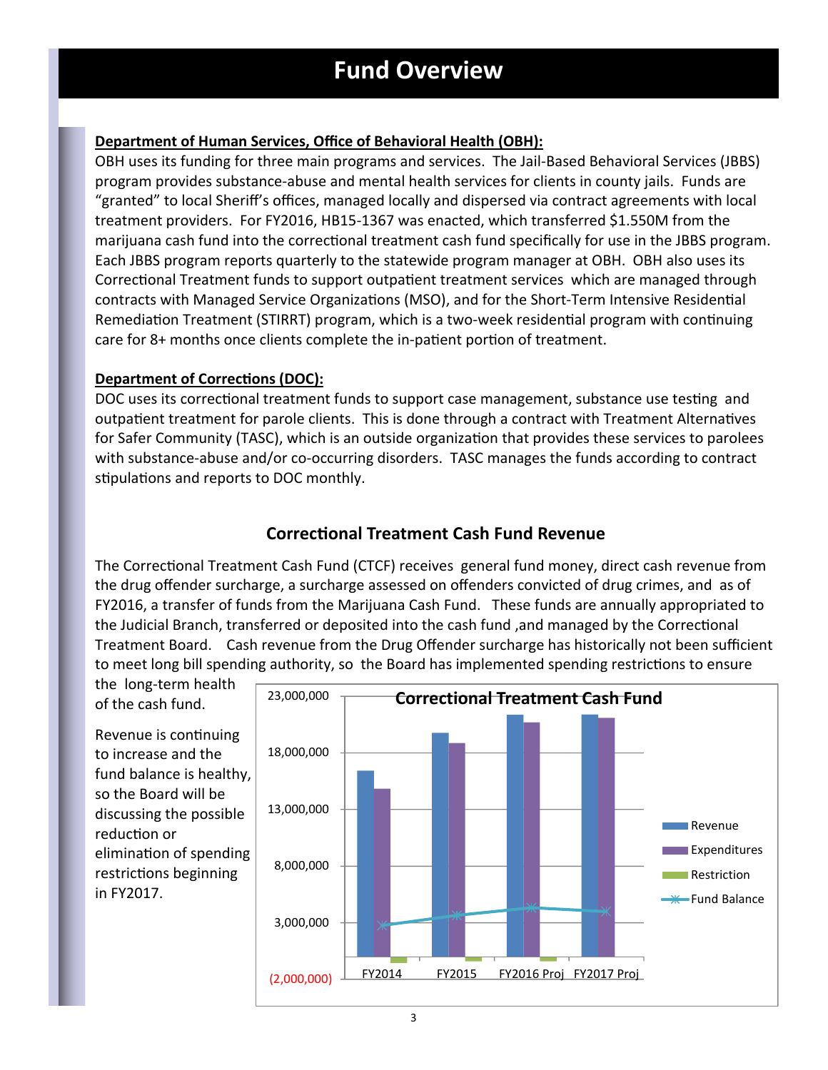# Fund Overview

**Department of Human Services, Office of Behavioral Health (OBH):**

OBH uses its funding for three main programs and services. The Jail-Based Behavioral Services (JBBS) program provides substance-abuse and mental health services for clients in county jails. Funds are "granted" to local Sheriff's offices, managed locally and dispersed via contract agreements with local treatment providers. For FY2016, HB15-1367 was enacted, which transferred $1.550M from the marijuana cash fund into the correctional treatment cash fund specifically for use in the JBBS program. Each JBBS program reports quarterly to the statewide program manager at OBH. OBH also uses its Correctional Treatment funds to support outpatient treatment services which are managed through contracts with Managed Service Organizations (MSO), and for the Short-Term Intensive Residential Remediation Treatment (STIRRT) program, which is a two-week residential program with continuing care for 8+ months once clients complete the in-patient portion of treatment.

**Department of Corrections (DOC):**

DOC uses its correctional treatment funds to support case management, substance use testing and outpatient treatment for parole clients. This is done through a contract with Treatment Alternatives for Safer Community (TASC), which is an outside organization that provides these services to parolees with substance-abuse and/or co-occurring disorders. TASC manages the funds according to contract stipulations and reports to DOC monthly.

## Correctional Treatment Cash Fund Revenue

The Correctional Treatment Cash Fund (CTCF) receives general fund money, direct cash revenue from the drug offender surcharge, a surcharge assessed on offenders convicted of drug crimes, and as of FY2016, a transfer of funds from the Marijuana Cash Fund. These funds are annually appropriated to the Judicial Branch, transferred or deposited into the cash fund ,and managed by the Correctional Treatment Board. Cash revenue from the Drug Offender surcharge has historically not been sufficient to meet long bill spending authority, so the Board has implemented spending restrictions to ensure the long-term health of the cash fund.

Revenue is continuing to increase and the fund balance is healthy, so the Board will be discussing the possible reduction or elimination of spending restrictions beginning in FY2017.

**Correctional Treatment Cash Fund**

(Chart: Revenue, Expenditures, Restriction, and Fund Balance for FY2014, FY2015, FY2016 Proj, FY2017 Proj; y-axis from (2,000,000) to 23,000,000)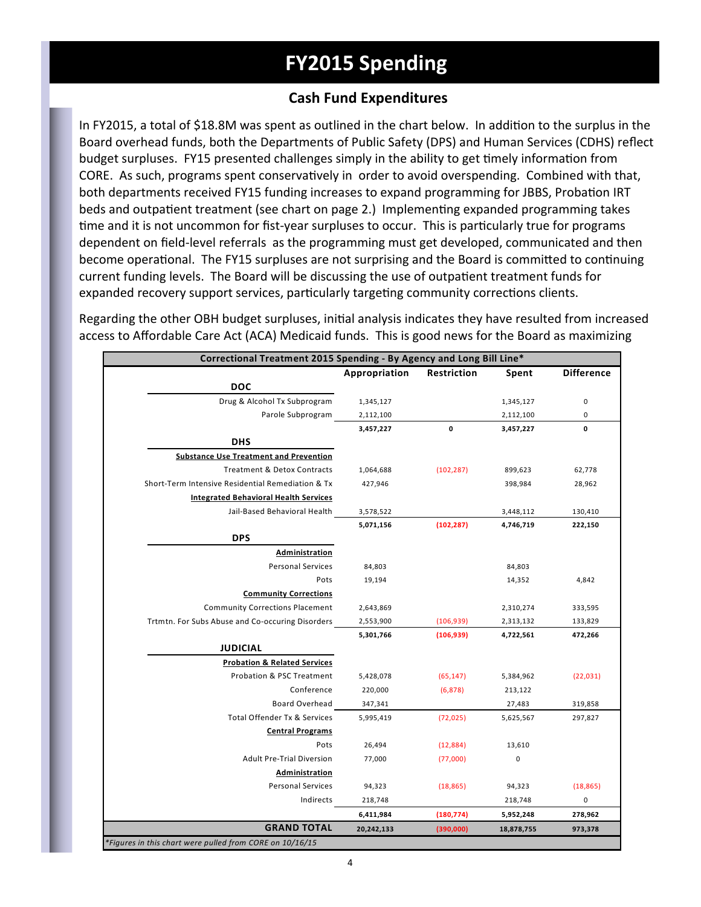# FY2015 Spending

## Cash Fund Expenditures

In FY2015, a total of $18.8M was spent as outlined in the chart below. In addition to the surplus in the Board overhead funds, both the Departments of Public Safety (DPS) and Human Services (CDHS) reflect budget surpluses. FY15 presented challenges simply in the ability to get timely information from CORE. As such, programs spent conservatively in order to avoid overspending. Combined with that, both departments received FY15 funding increases to expand programming for JBBS, Probation IRT beds and outpatient treatment (see chart on page 2.) Implementing expanded programming takes time and it is not uncommon for fist-year surpluses to occur. This is particularly true for programs dependent on field-level referrals as the programming must get developed, communicated and then become operational. The FY15 surpluses are not surprising and the Board is committed to continuing current funding levels. The Board will be discussing the use of outpatient treatment funds for expanded recovery support services, particularly targeting community corrections clients.

Regarding the other OBH budget surpluses, initial analysis indicates they have resulted from increased access to Affordable Care Act (ACA) Medicaid funds. This is good news for the Board as maximizing

| Correctional Treatment 2015 Spending - By Agency and Long Bill Line* | Appropriation | Restriction | Spent | Difference |
|---|---|---|---|---|
| **DOC** | | | | |
| Drug & Alcohol Tx Subprogram | 1,345,127 | | 1,345,127 | 0 |
| Parole Subprogram | 2,112,100 | | 2,112,100 | 0 |
| | **3,457,227** | **0** | **3,457,227** | **0** |
| **DHS** | | | | |
| **Substance Use Treatment and Prevention** | | | | |
| Treatment & Detox Contracts | 1,064,688 | (102,287) | 899,623 | 62,778 |
| Short-Term Intensive Residential Remediation & Tx | 427,946 | | 398,984 | 28,962 |
| **Integrated Behavioral Health Services** | | | | |
| Jail-Based Behavioral Health | 3,578,522 | | 3,448,112 | 130,410 |
| | **5,071,156** | **(102,287)** | **4,746,719** | **222,150** |
| **DPS** | | | | |
| **Administration** | | | | |
| Personal Services | 84,803 | | 84,803 | |
| Pots | 19,194 | | 14,352 | 4,842 |
| **Community Corrections** | | | | |
| Community Corrections Placement | 2,643,869 | | 2,310,274 | 333,595 |
| Trtmtn. For Subs Abuse and Co-occuring Disorders | 2,553,900 | (106,939) | 2,313,132 | 133,829 |
| | **5,301,766** | **(106,939)** | **4,722,561** | **472,266** |
| **JUDICIAL** | | | | |
| **Probation & Related Services** | | | | |
| Probation & PSC Treatment | 5,428,078 | (65,147) | 5,384,962 | (22,031) |
| Conference | 220,000 | (6,878) | 213,122 | |
| Board Overhead | 347,341 | | 27,483 | 319,858 |
| Total Offender Tx & Services | 5,995,419 | (72,025) | 5,625,567 | 297,827 |
| **Central Programs** | | | | |
| Pots | 26,494 | (12,884) | 13,610 | |
| Adult Pre-Trial Diversion | 77,000 | (77,000) | 0 | |
| **Administration** | | | | |
| Personal Services | 94,323 | (18,865) | 94,323 | (18,865) |
| Indirects | 218,748 | | 218,748 | 0 |
| | **6,411,984** | **(180,774)** | **5,952,248** | **278,962** |
| **GRAND TOTAL** | **20,242,133** | **(390,000)** | **18,878,755** | **973,378** |

*\*Figures in this chart were pulled from CORE on 10/16/15*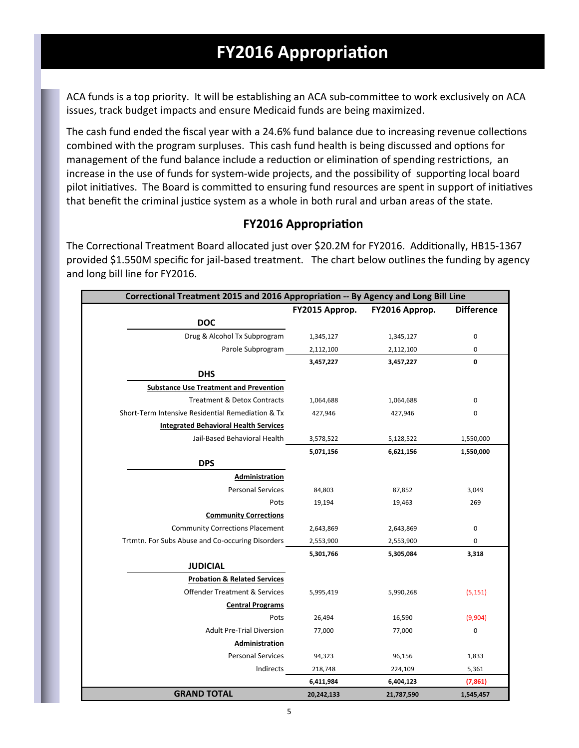# FY2016 Appropriation

ACA funds is a top priority. It will be establishing an ACA sub-committee to work exclusively on ACA issues, track budget impacts and ensure Medicaid funds are being maximized.

The cash fund ended the fiscal year with a 24.6% fund balance due to increasing revenue collections combined with the program surpluses. This cash fund health is being discussed and options for management of the fund balance include a reduction or elimination of spending restrictions, an increase in the use of funds for system-wide projects, and the possibility of supporting local board pilot initiatives. The Board is committed to ensuring fund resources are spent in support of initiatives that benefit the criminal justice system as a whole in both rural and urban areas of the state.

## FY2016 Appropriation

The Correctional Treatment Board allocated just over $20.2M for FY2016. Additionally, HB15-1367 provided $1.550M specific for jail-based treatment. The chart below outlines the funding by agency and long bill line for FY2016.

| Correctional Treatment 2015 and 2016 Appropriation -- By Agency and Long Bill Line | FY2015 Approp. | FY2016 Approp. | Difference |
|---|---|---|---|
| **DOC** | | | |
| Drug & Alcohol Tx Subprogram | 1,345,127 | 1,345,127 | 0 |
| Parole Subprogram | 2,112,100 | 2,112,100 | 0 |
| | **3,457,227** | **3,457,227** | **0** |
| **DHS** | | | |
| **Substance Use Treatment and Prevention** | | | |
| Treatment & Detox Contracts | 1,064,688 | 1,064,688 | 0 |
| Short-Term Intensive Residential Remediation & Tx | 427,946 | 427,946 | 0 |
| **Integrated Behavioral Health Services** | | | |
| Jail-Based Behavioral Health | 3,578,522 | 5,128,522 | 1,550,000 |
| | **5,071,156** | **6,621,156** | **1,550,000** |
| **DPS** | | | |
| **Administration** | | | |
| Personal Services | 84,803 | 87,852 | 3,049 |
| Pots | 19,194 | 19,463 | 269 |
| **Community Corrections** | | | |
| Community Corrections Placement | 2,643,869 | 2,643,869 | 0 |
| Trtmtn. For Subs Abuse and Co-occuring Disorders | 2,553,900 | 2,553,900 | 0 |
| | **5,301,766** | **5,305,084** | **3,318** |
| **JUDICIAL** | | | |
| **Probation & Related Services** | | | |
| Offender Treatment & Services | 5,995,419 | 5,990,268 | (5,151) |
| **Central Programs** | | | |
| Pots | 26,494 | 16,590 | (9,904) |
| Adult Pre-Trial Diversion | 77,000 | 77,000 | 0 |
| **Administration** | | | |
| Personal Services | 94,323 | 96,156 | 1,833 |
| Indirects | 218,748 | 224,109 | 5,361 |
| | **6,411,984** | **6,404,123** | **(7,861)** |
| **GRAND TOTAL** | **20,242,133** | **21,787,590** | **1,545,457** |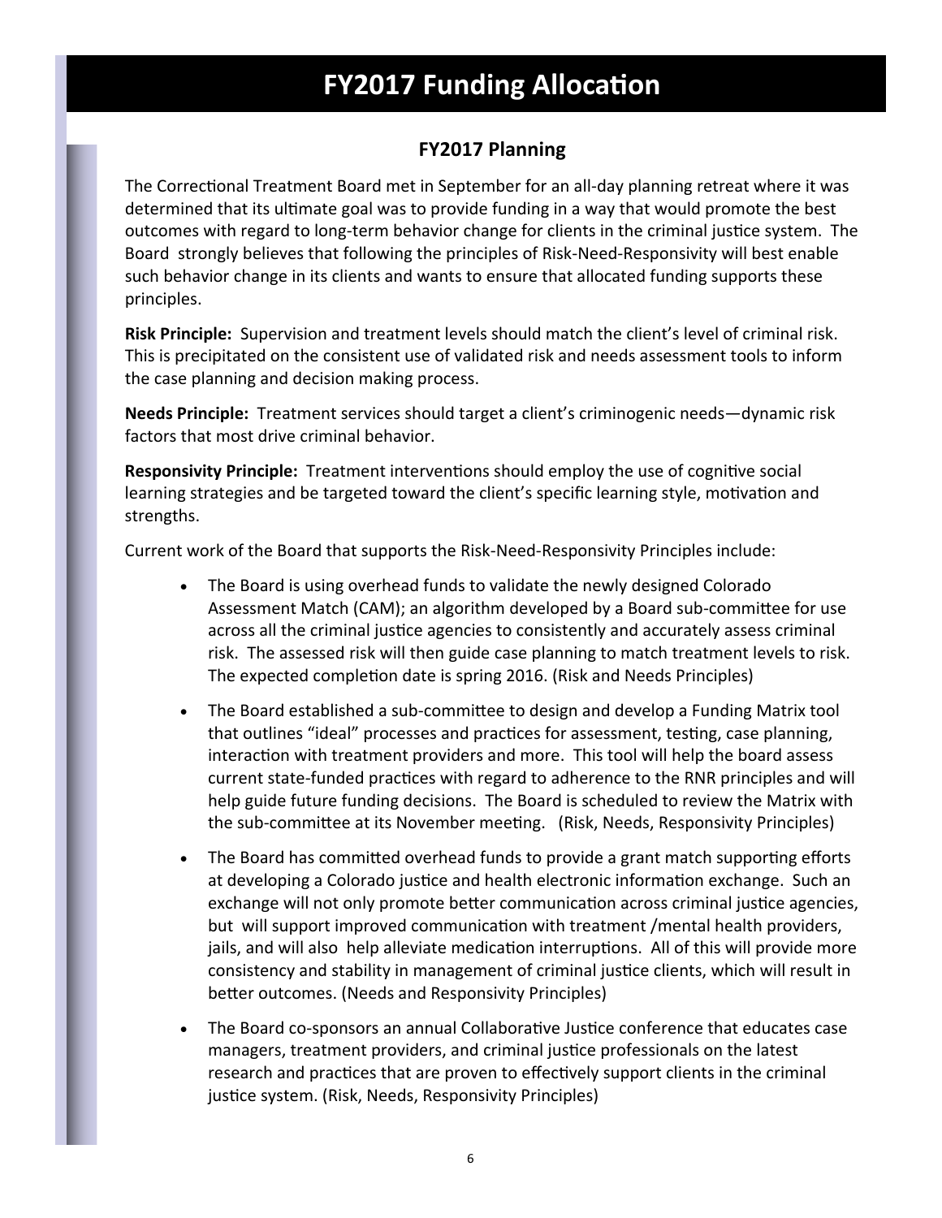# FY2017 Funding Allocation

## FY2017 Planning

The Correctional Treatment Board met in September for an all-day planning retreat where it was determined that its ultimate goal was to provide funding in a way that would promote the best outcomes with regard to long-term behavior change for clients in the criminal justice system. The Board strongly believes that following the principles of Risk-Need-Responsivity will best enable such behavior change in its clients and wants to ensure that allocated funding supports these principles.

**Risk Principle:** Supervision and treatment levels should match the client's level of criminal risk. This is precipitated on the consistent use of validated risk and needs assessment tools to inform the case planning and decision making process.

**Needs Principle:** Treatment services should target a client's criminogenic needs—dynamic risk factors that most drive criminal behavior.

**Responsivity Principle:** Treatment interventions should employ the use of cognitive social learning strategies and be targeted toward the client's specific learning style, motivation and strengths.

Current work of the Board that supports the Risk-Need-Responsivity Principles include:

- The Board is using overhead funds to validate the newly designed Colorado Assessment Match (CAM); an algorithm developed by a Board sub-committee for use across all the criminal justice agencies to consistently and accurately assess criminal risk. The assessed risk will then guide case planning to match treatment levels to risk. The expected completion date is spring 2016. (Risk and Needs Principles)
- The Board established a sub-committee to design and develop a Funding Matrix tool that outlines "ideal" processes and practices for assessment, testing, case planning, interaction with treatment providers and more. This tool will help the board assess current state-funded practices with regard to adherence to the RNR principles and will help guide future funding decisions. The Board is scheduled to review the Matrix with the sub-committee at its November meeting. (Risk, Needs, Responsivity Principles)
- The Board has committed overhead funds to provide a grant match supporting efforts at developing a Colorado justice and health electronic information exchange. Such an exchange will not only promote better communication across criminal justice agencies, but will support improved communication with treatment /mental health providers, jails, and will also help alleviate medication interruptions. All of this will provide more consistency and stability in management of criminal justice clients, which will result in better outcomes. (Needs and Responsivity Principles)
- The Board co-sponsors an annual Collaborative Justice conference that educates case managers, treatment providers, and criminal justice professionals on the latest research and practices that are proven to effectively support clients in the criminal justice system. (Risk, Needs, Responsivity Principles)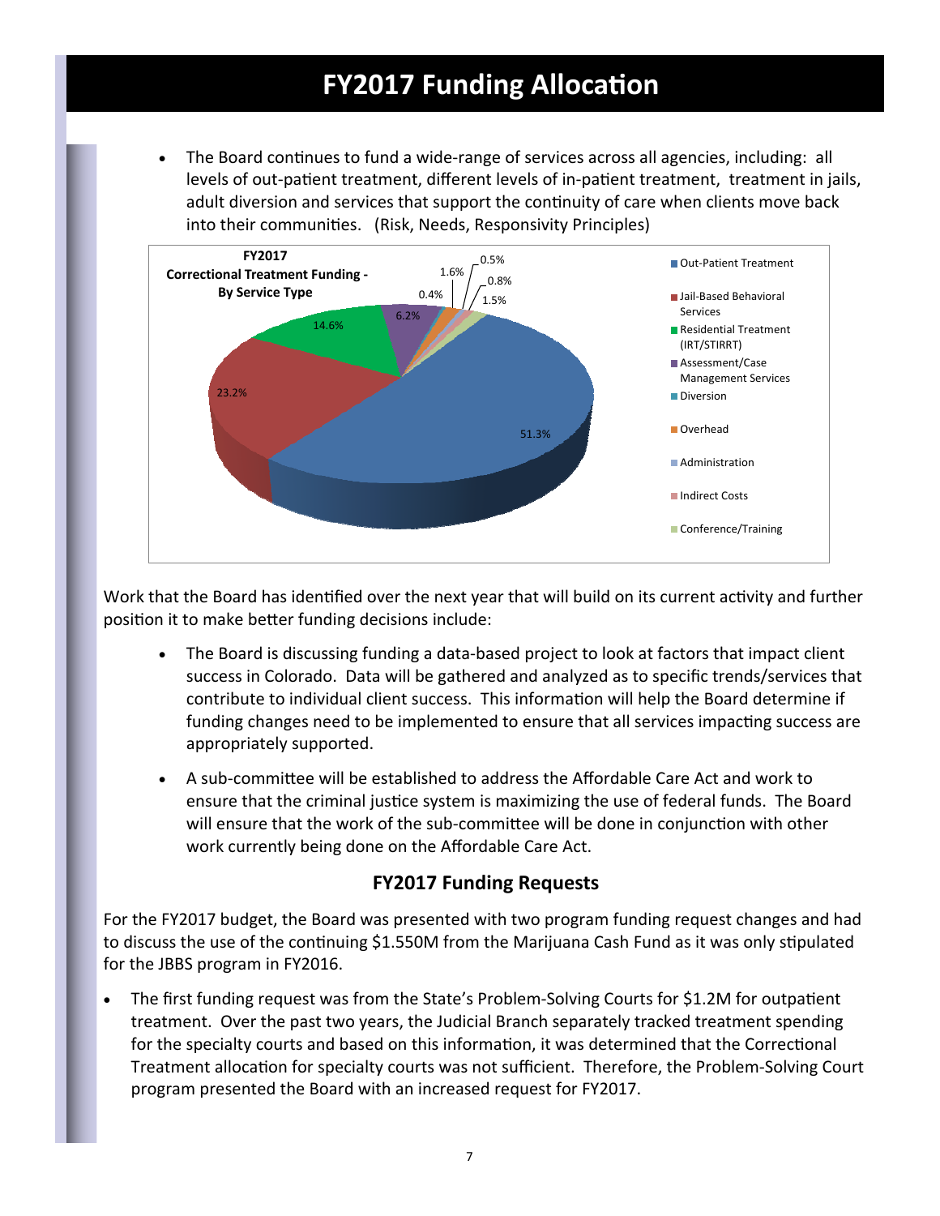# FY2017 Funding Allocation

- The Board continues to fund a wide-range of services across all agencies, including: all levels of out-patient treatment, different levels of in-patient treatment, treatment in jails, adult diversion and services that support the continuity of care when clients move back into their communities. (Risk, Needs, Responsivity Principles)

**FY2017 Correctional Treatment Funding - By Service Type**

| Service Type | Percent |
|---|---|
| Out-Patient Treatment | 51.3% |
| Jail-Based Behavioral Services | 23.2% |
| Residential Treatment (IRT/STIRRT) | 14.6% |
| Assessment/Case Management Services | 6.2% |
| Diversion | 0.4% |
| Overhead | 1.6% |
| Administration | 0.5% |
| Indirect Costs | 0.8% |
| Conference/Training | 1.5% |

Work that the Board has identified over the next year that will build on its current activity and further position it to make better funding decisions include:

- The Board is discussing funding a data-based project to look at factors that impact client success in Colorado. Data will be gathered and analyzed as to specific trends/services that contribute to individual client success. This information will help the Board determine if funding changes need to be implemented to ensure that all services impacting success are appropriately supported.
- A sub-committee will be established to address the Affordable Care Act and work to ensure that the criminal justice system is maximizing the use of federal funds. The Board will ensure that the work of the sub-committee will be done in conjunction with other work currently being done on the Affordable Care Act.

## FY2017 Funding Requests

For the FY2017 budget, the Board was presented with two program funding request changes and had to discuss the use of the continuing $1.550M from the Marijuana Cash Fund as it was only stipulated for the JBBS program in FY2016.

- The first funding request was from the State's Problem-Solving Courts for $1.2M for outpatient treatment. Over the past two years, the Judicial Branch separately tracked treatment spending for the specialty courts and based on this information, it was determined that the Correctional Treatment allocation for specialty courts was not sufficient. Therefore, the Problem-Solving Court program presented the Board with an increased request for FY2017.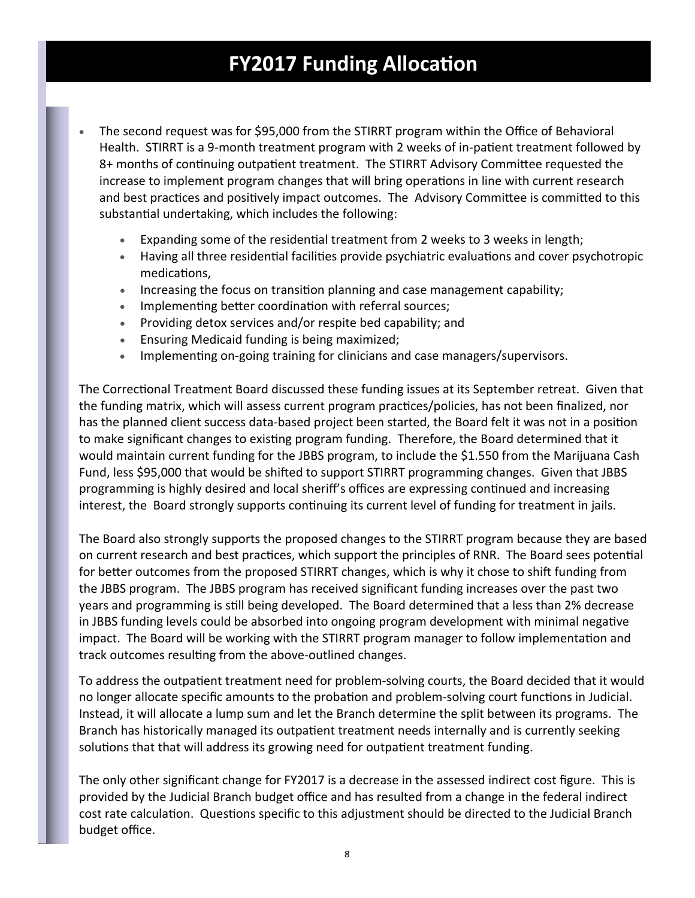# FY2017 Funding Allocation

- The second request was for $95,000 from the STIRRT program within the Office of Behavioral Health. STIRRT is a 9-month treatment program with 2 weeks of in-patient treatment followed by 8+ months of continuing outpatient treatment. The STIRRT Advisory Committee requested the increase to implement program changes that will bring operations in line with current research and best practices and positively impact outcomes. The Advisory Committee is committed to this substantial undertaking, which includes the following:
  - Expanding some of the residential treatment from 2 weeks to 3 weeks in length;
  - Having all three residential facilities provide psychiatric evaluations and cover psychotropic medications,
  - Increasing the focus on transition planning and case management capability;
  - Implementing better coordination with referral sources;
  - Providing detox services and/or respite bed capability; and
  - Ensuring Medicaid funding is being maximized;
  - Implementing on-going training for clinicians and case managers/supervisors.

The Correctional Treatment Board discussed these funding issues at its September retreat. Given that the funding matrix, which will assess current program practices/policies, has not been finalized, nor has the planned client success data-based project been started, the Board felt it was not in a position to make significant changes to existing program funding. Therefore, the Board determined that it would maintain current funding for the JBBS program, to include the $1.550 from the Marijuana Cash Fund, less $95,000 that would be shifted to support STIRRT programming changes. Given that JBBS programming is highly desired and local sheriff's offices are expressing continued and increasing interest, the Board strongly supports continuing its current level of funding for treatment in jails.

The Board also strongly supports the proposed changes to the STIRRT program because they are based on current research and best practices, which support the principles of RNR. The Board sees potential for better outcomes from the proposed STIRRT changes, which is why it chose to shift funding from the JBBS program. The JBBS program has received significant funding increases over the past two years and programming is still being developed. The Board determined that a less than 2% decrease in JBBS funding levels could be absorbed into ongoing program development with minimal negative impact. The Board will be working with the STIRRT program manager to follow implementation and track outcomes resulting from the above-outlined changes.

To address the outpatient treatment need for problem-solving courts, the Board decided that it would no longer allocate specific amounts to the probation and problem-solving court functions in Judicial. Instead, it will allocate a lump sum and let the Branch determine the split between its programs. The Branch has historically managed its outpatient treatment needs internally and is currently seeking solutions that that will address its growing need for outpatient treatment funding.

The only other significant change for FY2017 is a decrease in the assessed indirect cost figure. This is provided by the Judicial Branch budget office and has resulted from a change in the federal indirect cost rate calculation. Questions specific to this adjustment should be directed to the Judicial Branch budget office.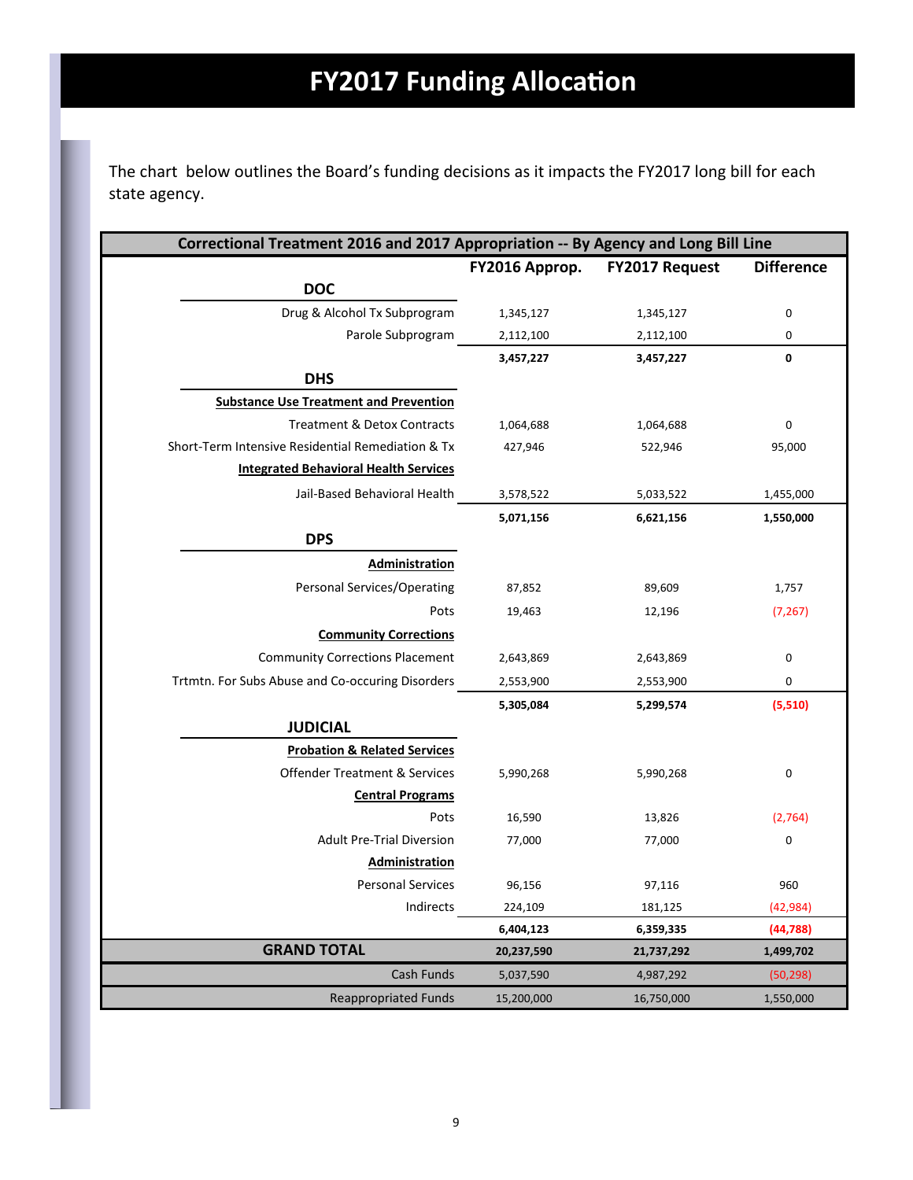# FY2017 Funding Allocation

The chart below outlines the Board's funding decisions as it impacts the FY2017 long bill for each state agency.

| Correctional Treatment 2016 and 2017 Appropriation -- By Agency and Long Bill Line | | | |
|---|---|---|---|
| | **FY2016 Approp.** | **FY2017 Request** | **Difference** |
| **DOC** | | | |
| Drug & Alcohol Tx Subprogram | 1,345,127 | 1,345,127 | 0 |
| Parole Subprogram | 2,112,100 | 2,112,100 | 0 |
| | **3,457,227** | **3,457,227** | **0** |
| **DHS** | | | |
| **Substance Use Treatment and Prevention** | | | |
| Treatment & Detox Contracts | 1,064,688 | 1,064,688 | 0 |
| Short-Term Intensive Residential Remediation & Tx | 427,946 | 522,946 | 95,000 |
| **Integrated Behavioral Health Services** | | | |
| Jail-Based Behavioral Health | 3,578,522 | 5,033,522 | 1,455,000 |
| | **5,071,156** | **6,621,156** | **1,550,000** |
| **DPS** | | | |
| **Administration** | | | |
| Personal Services/Operating | 87,852 | 89,609 | 1,757 |
| Pots | 19,463 | 12,196 | (7,267) |
| **Community Corrections** | | | |
| Community Corrections Placement | 2,643,869 | 2,643,869 | 0 |
| Trtmtn. For Subs Abuse and Co-occuring Disorders | 2,553,900 | 2,553,900 | 0 |
| | **5,305,084** | **5,299,574** | **(5,510)** |
| **JUDICIAL** | | | |
| **Probation & Related Services** | | | |
| Offender Treatment & Services | 5,990,268 | 5,990,268 | 0 |
| **Central Programs** | | | |
| Pots | 16,590 | 13,826 | (2,764) |
| Adult Pre-Trial Diversion | 77,000 | 77,000 | 0 |
| **Administration** | | | |
| Personal Services | 96,156 | 97,116 | 960 |
| Indirects | 224,109 | 181,125 | (42,984) |
| | **6,404,123** | **6,359,335** | **(44,788)** |
| **GRAND TOTAL** | **20,237,590** | **21,737,292** | **1,499,702** |
| Cash Funds | 5,037,590 | 4,987,292 | (50,298) |
| Reappropriated Funds | 15,200,000 | 16,750,000 | 1,550,000 |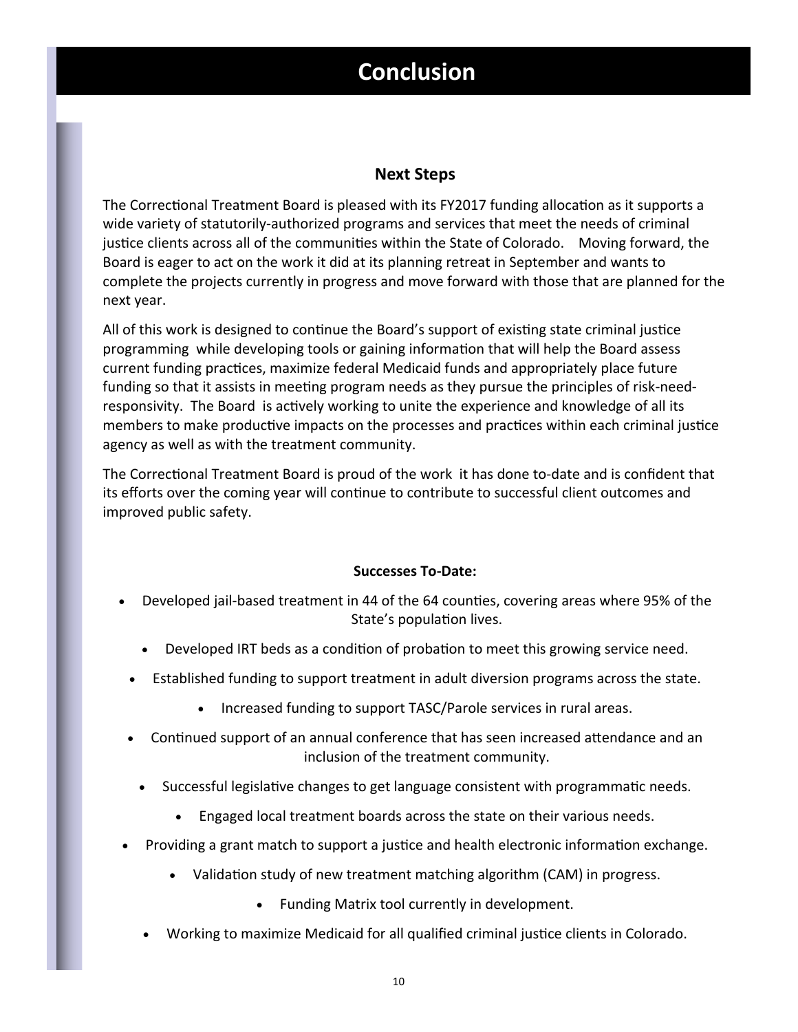# Conclusion

## Next Steps

The Correctional Treatment Board is pleased with its FY2017 funding allocation as it supports a wide variety of statutorily-authorized programs and services that meet the needs of criminal justice clients across all of the communities within the State of Colorado. Moving forward, the Board is eager to act on the work it did at its planning retreat in September and wants to complete the projects currently in progress and move forward with those that are planned for the next year.

All of this work is designed to continue the Board's support of existing state criminal justice programming while developing tools or gaining information that will help the Board assess current funding practices, maximize federal Medicaid funds and appropriately place future funding so that it assists in meeting program needs as they pursue the principles of risk-need-responsivity. The Board is actively working to unite the experience and knowledge of all its members to make productive impacts on the processes and practices within each criminal justice agency as well as with the treatment community.

The Correctional Treatment Board is proud of the work it has done to-date and is confident that its efforts over the coming year will continue to contribute to successful client outcomes and improved public safety.

**Successes To-Date:**

- Developed jail-based treatment in 44 of the 64 counties, covering areas where 95% of the State's population lives.
- Developed IRT beds as a condition of probation to meet this growing service need.
- Established funding to support treatment in adult diversion programs across the state.
- Increased funding to support TASC/Parole services in rural areas.
- Continued support of an annual conference that has seen increased attendance and an inclusion of the treatment community.
- Successful legislative changes to get language consistent with programmatic needs.
- Engaged local treatment boards across the state on their various needs.
- Providing a grant match to support a justice and health electronic information exchange.
- Validation study of new treatment matching algorithm (CAM) in progress.
- Funding Matrix tool currently in development.
- Working to maximize Medicaid for all qualified criminal justice clients in Colorado.